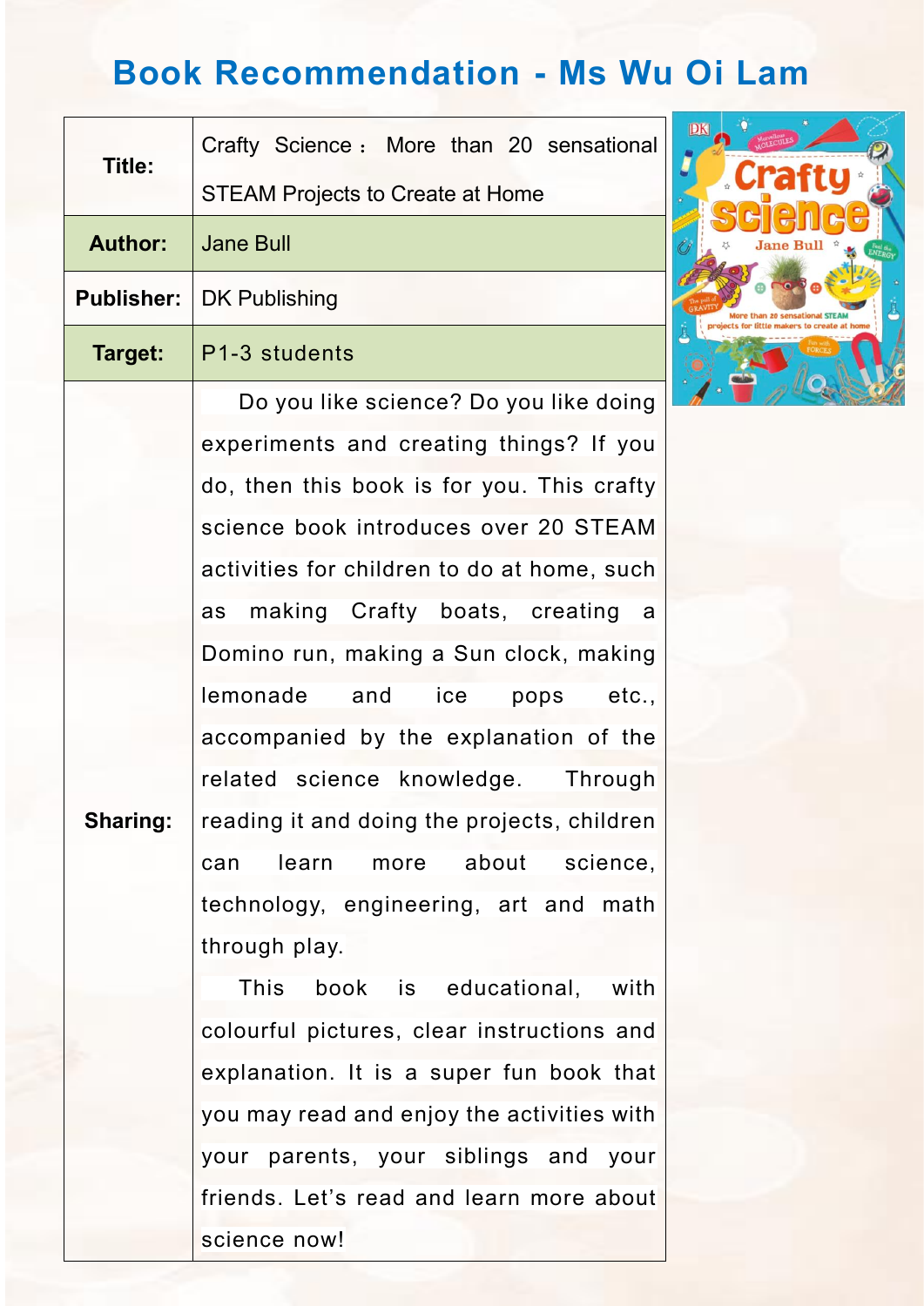# Book Recommendation - Ms Wu Oi Lam

| | |
|---|---|
| **Title:** | Crafty Science： More than 20 sensational STEAM Projects to Create at Home |
| **Author:** | Jane Bull |
| **Publisher:** | DK Publishing |
| **Target:** | P1-3 students |
| **Sharing:** | Do you like science? Do you like doing experiments and creating things? If you do, then this book is for you. This crafty science book introduces over 20 STEAM activities for children to do at home, such as making Crafty boats, creating a Domino run, making a Sun clock, making lemonade and ice pops etc., accompanied by the explanation of the related science knowledge. Through reading it and doing the projects, children can learn more about science, technology, engineering, art and math through play.<br><br>This book is educational, with colourful pictures, clear instructions and explanation. It is a super fun book that you may read and enjoy the activities with your parents, your siblings and your friends. Let's read and learn more about science now! |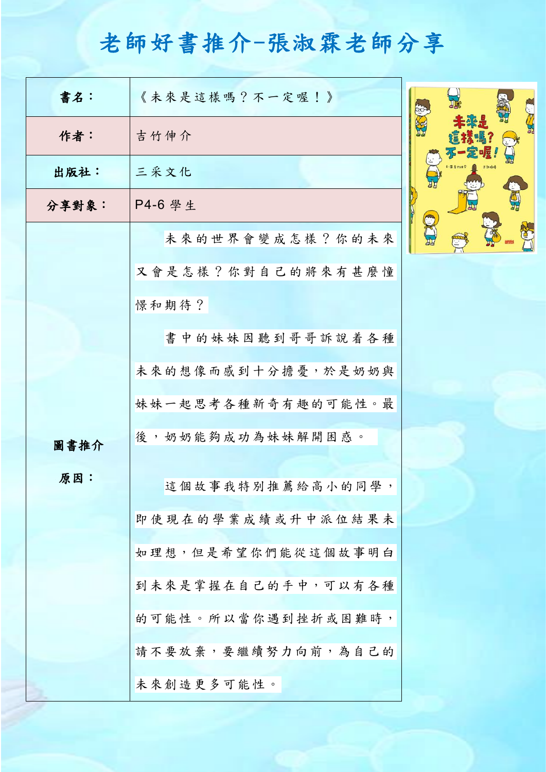# 老師好書推介-張淑霖老師分享

| | |
|---|---|
| 書名： | 《未來是這樣嗎？不一定喔！》 |
| 作者： | 吉竹伸介 |
| 出版社： | 三采文化 |
| 分享對象： | P4-6 學生 |
| 圖書推介原因： | 未來的世界會變成怎樣？你的未來又會是怎樣？你對自己的將來有甚麼憧憬和期待？<br><br>書中的妹妹因聽到哥哥訴說着各種未來的想像而感到十分擔憂，於是奶奶與妹妹一起思考各種新奇有趣的可能性。最後，奶奶能夠成功為妹妹解開困惑。<br><br>這個故事我特別推薦給高小的同學，即使現在的學業成績或升中派位結果未如理想，但是希望你們能從這個故事明白到未來是掌握在自己的手中，可以有各種的可能性。所以當你遇到挫折或困難時，請不要放棄，要繼續努力向前，為自己的未來創造更多可能性。 |